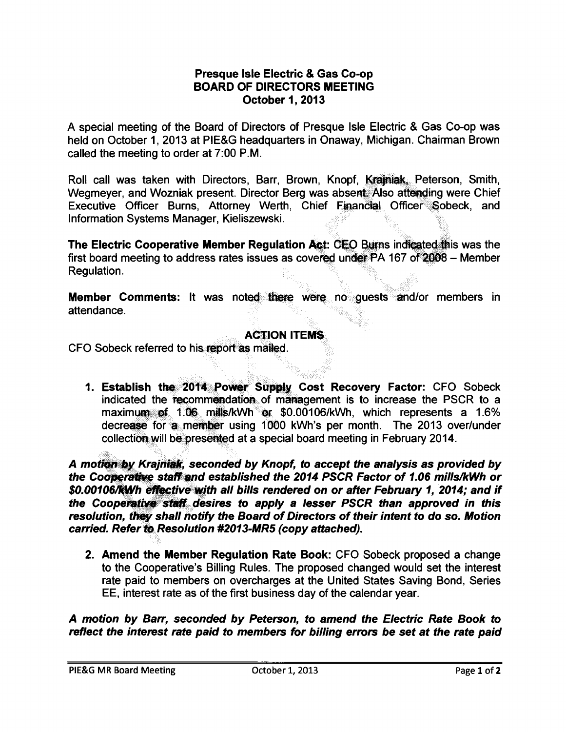**Presque Isle Electric & Gas Co-op**
**BOARD OF DIRECTORS MEETING**
**October 1, 2013**

A special meeting of the Board of Directors of Presque Isle Electric & Gas Co-op was held on October 1, 2013 at PIE&G headquarters in Onaway, Michigan. Chairman Brown called the meeting to order at 7:00 P.M.

Roll call was taken with Directors, Barr, Brown, Knopf, Krajniak, Peterson, Smith, Wegmeyer, and Wozniak present. Director Berg was absent. Also attending were Chief Executive Officer Burns, Attorney Werth, Chief Financial Officer Sobeck, and Information Systems Manager, Kieliszewski.

**The Electric Cooperative Member Regulation Act:** CEO Burns indicated this was the first board meeting to address rates issues as covered under PA 167 of 2008 – Member Regulation.

**Member Comments:** It was noted there were no guests and/or members in attendance.

**ACTION ITEMS**

CFO Sobeck referred to his report as mailed.

1. **Establish the 2014 Power Supply Cost Recovery Factor:** CFO Sobeck indicated the recommendation of management is to increase the PSCR to a maximum of 1.06 mills/kWh or $0.00106/kWh, which represents a 1.6% decrease for a member using 1000 kWh's per month. The 2013 over/under collection will be presented at a special board meeting in February 2014.

***A motion by Krajniak, seconded by Knopf, to accept the analysis as provided by the Cooperative staff and established the 2014 PSCR Factor of 1.06 mills/kWh or $0.00106/kWh effective with all bills rendered on or after February 1, 2014; and if the Cooperative staff desires to apply a lesser PSCR than approved in this resolution, they shall notify the Board of Directors of their intent to do so. Motion carried. Refer to Resolution #2013-MR5 (copy attached).***

2. **Amend the Member Regulation Rate Book:** CFO Sobeck proposed a change to the Cooperative's Billing Rules. The proposed changed would set the interest rate paid to members on overcharges at the United States Saving Bond, Series EE, interest rate as of the first business day of the calendar year.

***A motion by Barr, seconded by Peterson, to amend the Electric Rate Book to reflect the interest rate paid to members for billing errors be set at the rate paid***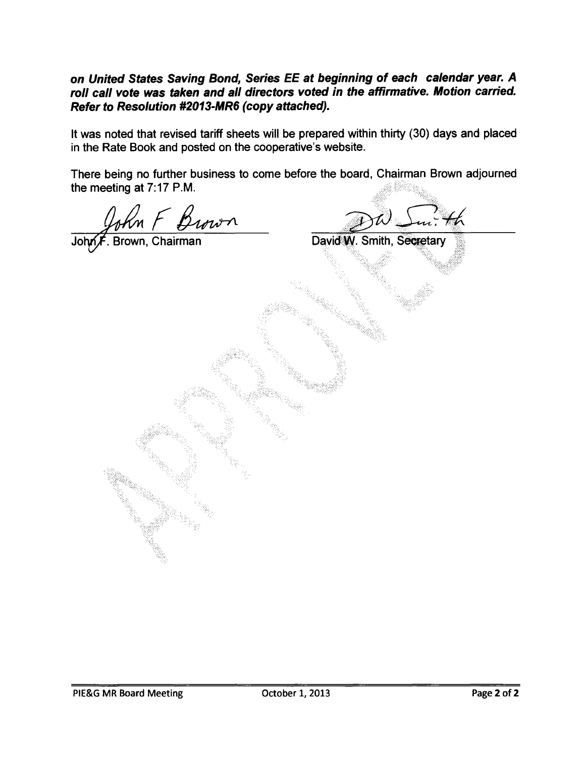***on United States Saving Bond, Series EE at beginning of each calendar year. A roll call vote was taken and all directors voted in the affirmative. Motion carried. Refer to Resolution #2013-MR6 (copy attached).***

It was noted that revised tariff sheets will be prepared within thirty (30) days and placed in the Rate Book and posted on the cooperative's website.

There being no further business to come before the board, Chairman Brown adjourned the meeting at 7:17 P.M.

| John F. Brown, Chairman | David W. Smith, Secretary |
| --- | --- |

APPROVED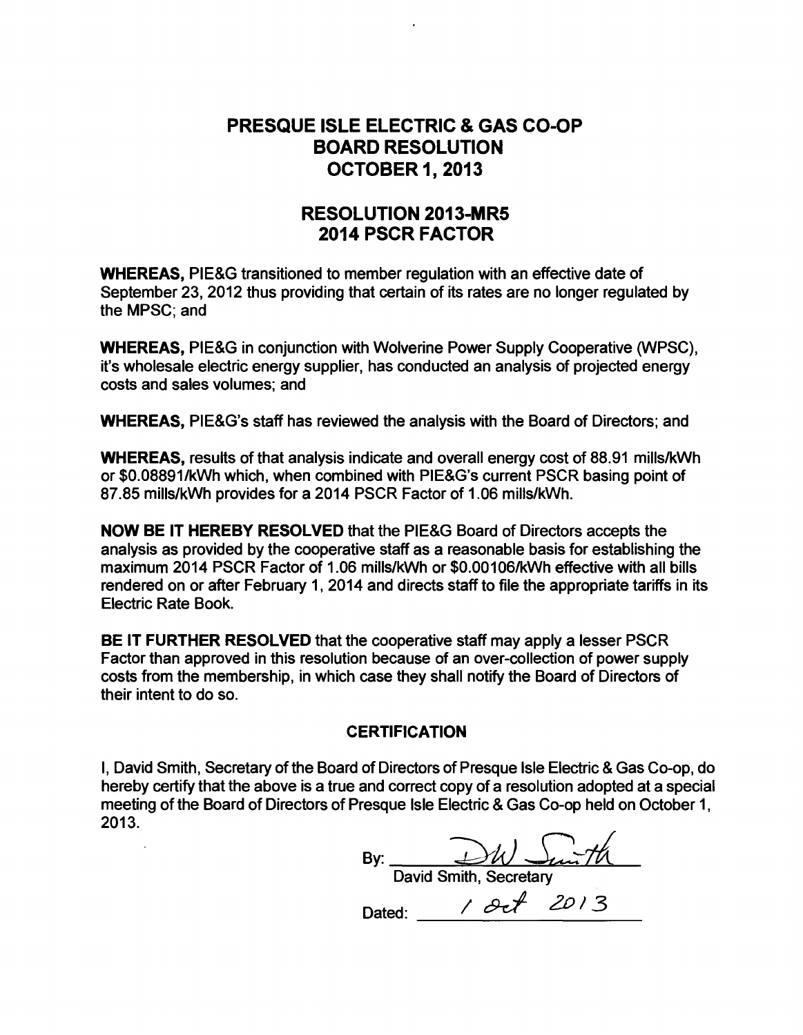# PRESQUE ISLE ELECTRIC & GAS CO-OP
# BOARD RESOLUTION
# OCTOBER 1, 2013

## RESOLUTION 2013-MR5
## 2014 PSCR FACTOR

**WHEREAS,** PIE&G transitioned to member regulation with an effective date of September 23, 2012 thus providing that certain of its rates are no longer regulated by the MPSC; and

**WHEREAS,** PIE&G in conjunction with Wolverine Power Supply Cooperative (WPSC), it's wholesale electric energy supplier, has conducted an analysis of projected energy costs and sales volumes; and

**WHEREAS,** PIE&G's staff has reviewed the analysis with the Board of Directors; and

**WHEREAS,** results of that analysis indicate and overall energy cost of 88.91 mills/kWh or $0.08891/kWh which, when combined with PIE&G's current PSCR basing point of 87.85 mills/kWh provides for a 2014 PSCR Factor of 1.06 mills/kWh.

**NOW BE IT HEREBY RESOLVED** that the PIE&G Board of Directors accepts the analysis as provided by the cooperative staff as a reasonable basis for establishing the maximum 2014 PSCR Factor of 1.06 mills/kWh or $0.00106/kWh effective with all bills rendered on or after February 1, 2014 and directs staff to file the appropriate tariffs in its Electric Rate Book.

**BE IT FURTHER RESOLVED** that the cooperative staff may apply a lesser PSCR Factor than approved in this resolution because of an over-collection of power supply costs from the membership, in which case they shall notify the Board of Directors of their intent to do so.

### CERTIFICATION

I, David Smith, Secretary of the Board of Directors of Presque Isle Electric & Gas Co-op, do hereby certify that the above is a true and correct copy of a resolution adopted at a special meeting of the Board of Directors of Presque Isle Electric & Gas Co-op held on October 1, 2013.

By: DW Smith
David Smith, Secretary

Dated: 1 Oct 2013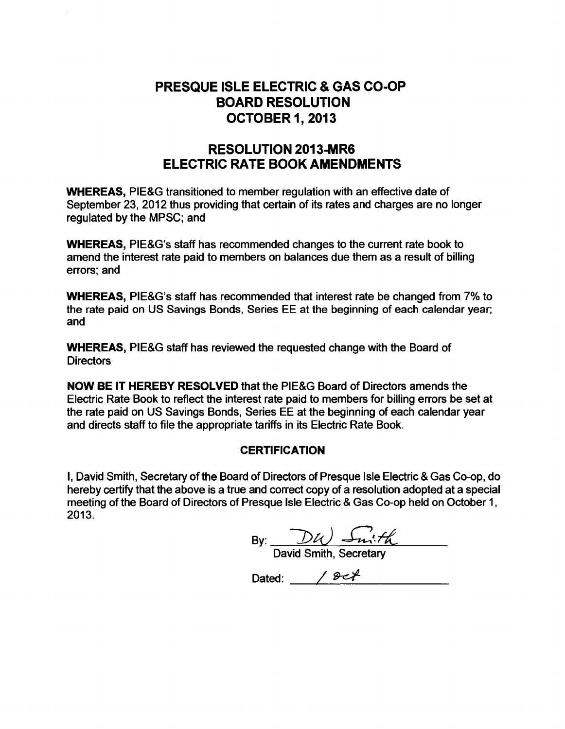# PRESQUE ISLE ELECTRIC & GAS CO-OP
# BOARD RESOLUTION
# OCTOBER 1, 2013

## RESOLUTION 2013-MR6
## ELECTRIC RATE BOOK AMENDMENTS

**WHEREAS,** PIE&G transitioned to member regulation with an effective date of September 23, 2012 thus providing that certain of its rates and charges are no longer regulated by the MPSC; and

**WHEREAS,** PIE&G's staff has recommended changes to the current rate book to amend the interest rate paid to members on balances due them as a result of billing errors; and

**WHEREAS,** PIE&G's staff has recommended that interest rate be changed from 7% to the rate paid on US Savings Bonds, Series EE at the beginning of each calendar year; and

**WHEREAS,** PIE&G staff has reviewed the requested change with the Board of Directors

**NOW BE IT HEREBY RESOLVED** that the PIE&G Board of Directors amends the Electric Rate Book to reflect the interest rate paid to members for billing errors be set at the rate paid on US Savings Bonds, Series EE at the beginning of each calendar year and directs staff to file the appropriate tariffs in its Electric Rate Book.

### CERTIFICATION

I, David Smith, Secretary of the Board of Directors of Presque Isle Electric & Gas Co-op, do hereby certify that the above is a true and correct copy of a resolution adopted at a special meeting of the Board of Directors of Presque Isle Electric & Gas Co-op held on October 1, 2013.

By: DW Smith
David Smith, Secretary

Dated: 1 Oct